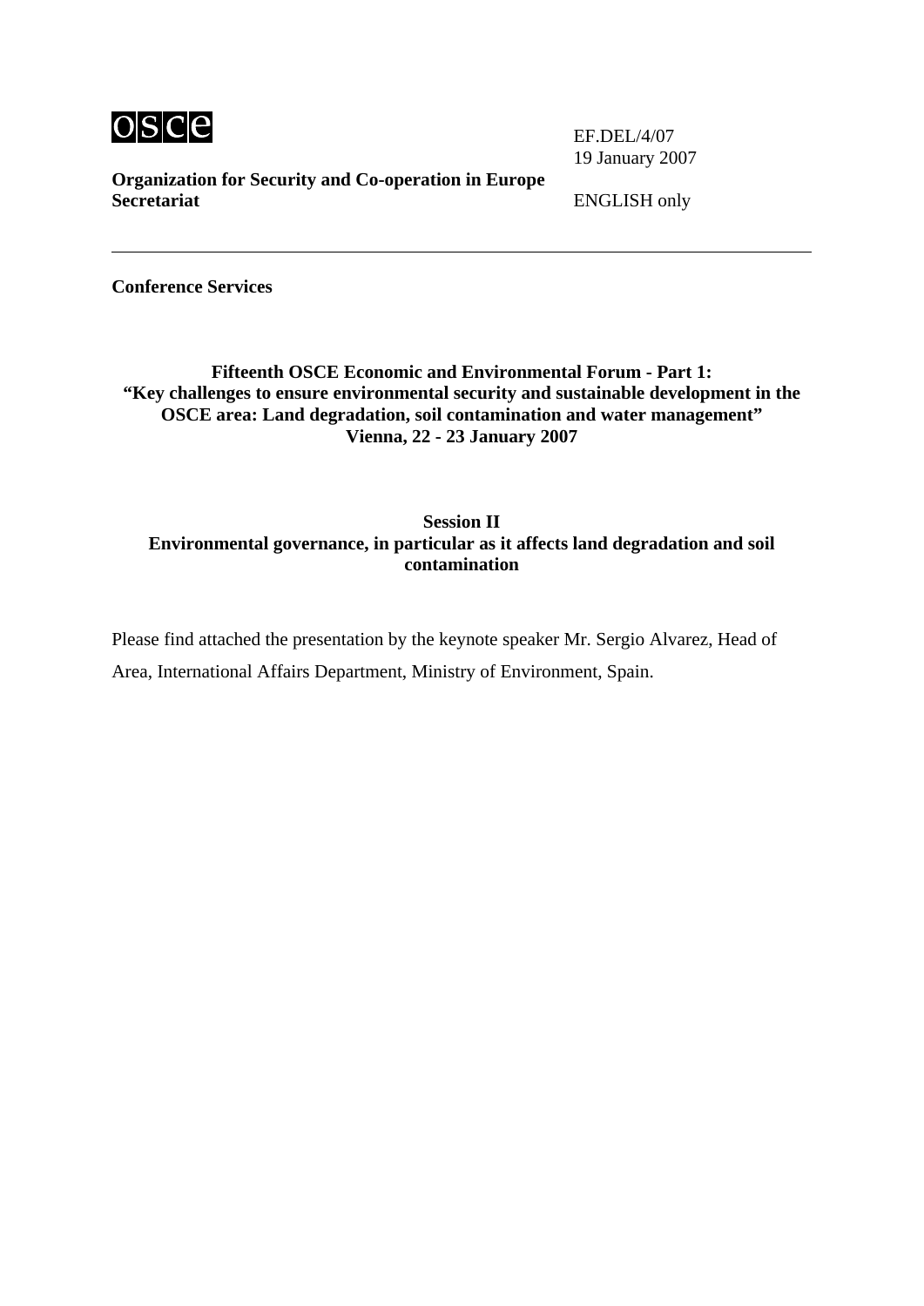osce

EF.DEL/4/07
19 January 2007

**Organization for Security and Co-operation in Europe**
**Secretariat**

ENGLISH only

---

**Conference Services**

**Fifteenth OSCE Economic and Environmental Forum - Part 1:**
**"Key challenges to ensure environmental security and sustainable development in the OSCE area: Land degradation, soil contamination and water management"**
**Vienna, 22 - 23 January 2007**

**Session II**
**Environmental governance, in particular as it affects land degradation and soil contamination**

Please find attached the presentation by the keynote speaker Mr. Sergio Alvarez, Head of Area, International Affairs Department, Ministry of Environment, Spain.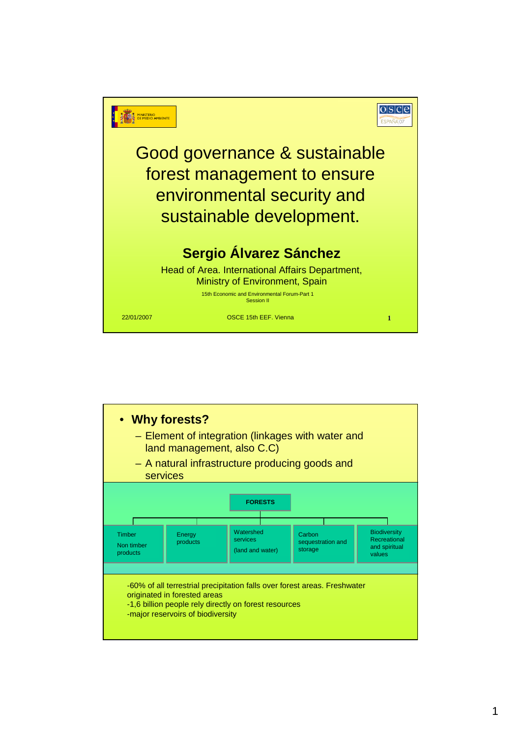# Good governance & sustainable forest management to ensure environmental security and sustainable development.

**Sergio Álvarez Sánchez**

Head of Area. International Affairs Department, Ministry of Environment, Spain

15th Economic and Environmental Forum-Part 1
Session II

22/01/2007 — OSCE 15th EEF. Vienna

---

- **Why forests?**
  - Element of integration (linkages with water and land management, also C.C)
  - A natural infrastructure producing goods and services

**FORESTS**

| Timber<br>Non timber products | Energy products | Watershed services<br>(land and water) | Carbon sequestration and storage | Biodiversity Recreational and spiritual values |
|---|---|---|---|---|

-60% of all terrestrial precipitation falls over forest areas. Freshwater originated in forested areas
-1,6 billion people rely directly on forest resources
-major reservoirs of biodiversity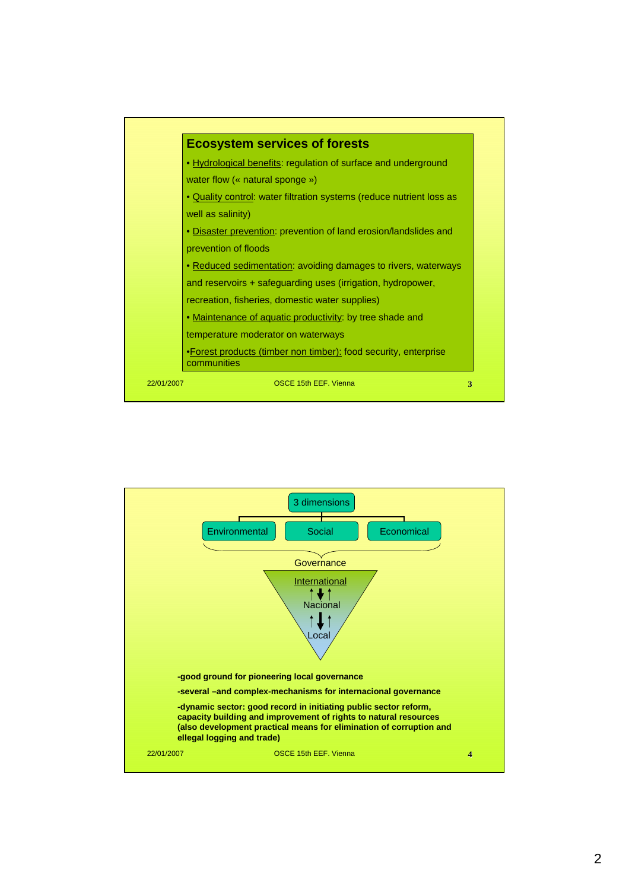## Ecosystem services of forests

- Hydrological benefits: regulation of surface and underground water flow (« natural sponge »)
- Quality control: water filtration systems (reduce nutrient loss as well as salinity)
- Disaster prevention: prevention of land erosion/landslides and prevention of floods
- Reduced sedimentation: avoiding damages to rivers, waterways and reservoirs + safeguarding uses (irrigation, hydropower, recreation, fisheries, domestic water supplies)
- Maintenance of aquatic productivity: by tree shade and temperature moderator on waterways
- Forest products (timber non timber): food security, enterprise communities

22/01/2007 OSCE 15th EEF. Vienna

---

3 dimensions

Environmental | Social | Economical

Governance

International
↑↓↑
Nacional
↑↓↑
Local

**-good ground for pioneering local governance**

**-several –and complex-mechanisms for internacional governance**

**-dynamic sector: good record in initiating public sector reform, capacity building and improvement of rights to natural resources (also development practical means for elimination of corruption and ellegal logging and trade)**

22/01/2007 OSCE 15th EEF. Vienna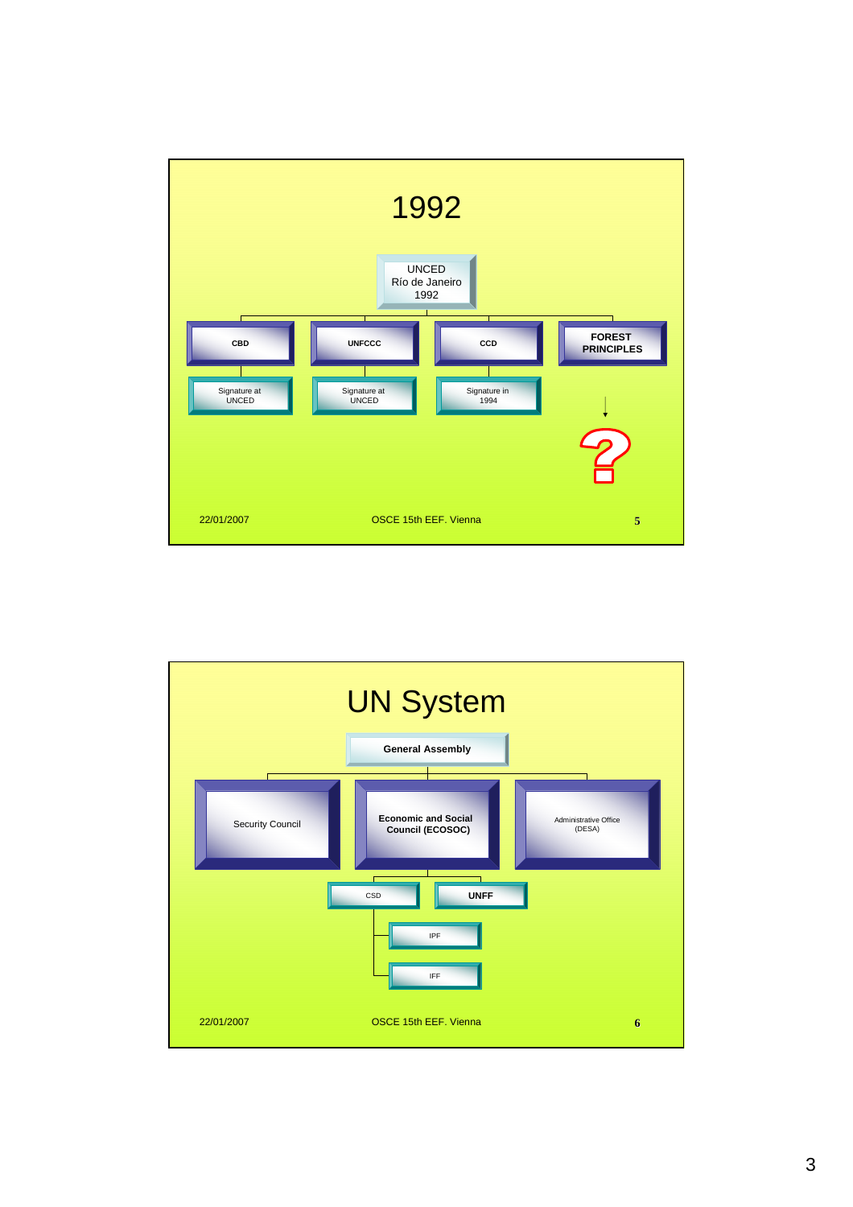# 1992

UNCED
Río de Janeiro
1992

- CBD
  - Signature at UNCED
- UNFCCC
  - Signature at UNCED
- CCD
  - Signature in 1994
- FOREST PRINCIPLES
  - ?

22/01/2007 OSCE 15th EEF. Vienna

# UN System

General Assembly

- Security Council
- Economic and Social Council (ECOSOC)
  - CSD
    - IPF
    - IFF
  - UNFF
- Administrative Office (DESA)

22/01/2007 OSCE 15th EEF. Vienna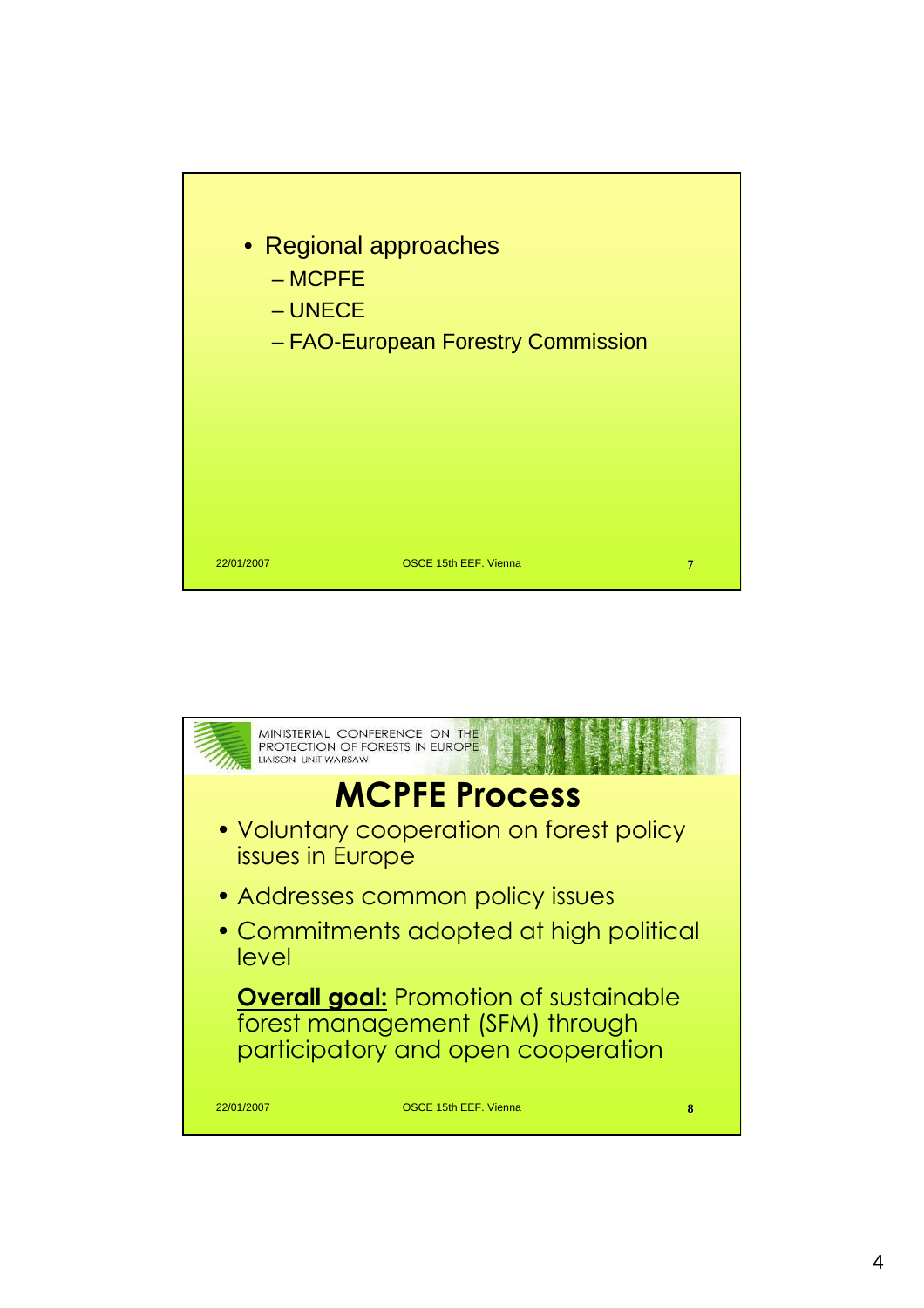- Regional approaches
  - MCPFE
  - UNECE
  - FAO-European Forestry Commission

MINISTERIAL CONFERENCE ON THE PROTECTION OF FORESTS IN EUROPE
LIAISON UNIT WARSAW

## MCPFE Process

- Voluntary cooperation on forest policy issues in Europe
- Addresses common policy issues
- Commitments adopted at high political level

**Overall goal:** Promotion of sustainable forest management (SFM) through participatory and open cooperation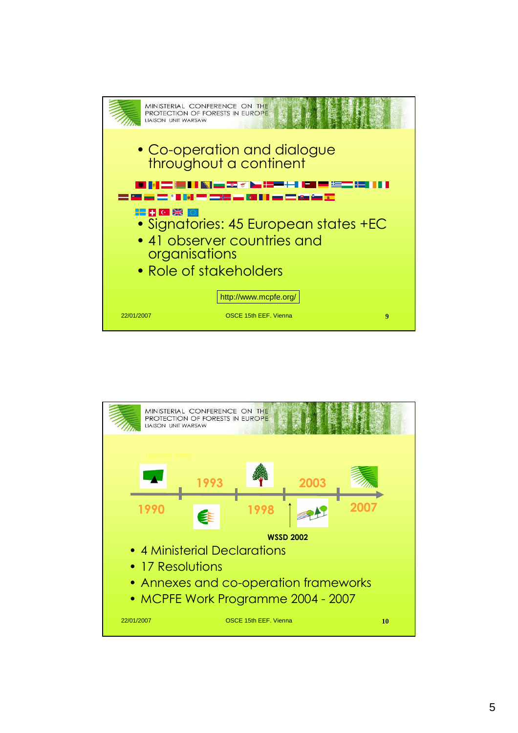MINISTERIAL CONFERENCE ON THE PROTECTION OF FORESTS IN EUROPE
LIAISON UNIT WARSAW

- Co-operation and dialogue throughout a continent
- Signatories: 45 European states +EC
- 41 observer countries and organisations
- Role of stakeholders

http://www.mcpfe.org/

22/01/2007 OSCE 15th EEF. Vienna 9

---

MINISTERIAL CONFERENCE ON THE PROTECTION OF FORESTS IN EUROPE
LIAISON UNIT WARSAW

UNCED 1992

1990 1993 1998 2003 2007

WSSD 2002

- 4 Ministerial Declarations
- 17 Resolutions
- Annexes and co-operation frameworks
- MCPFE Work Programme 2004 - 2007

22/01/2007 OSCE 15th EEF. Vienna 10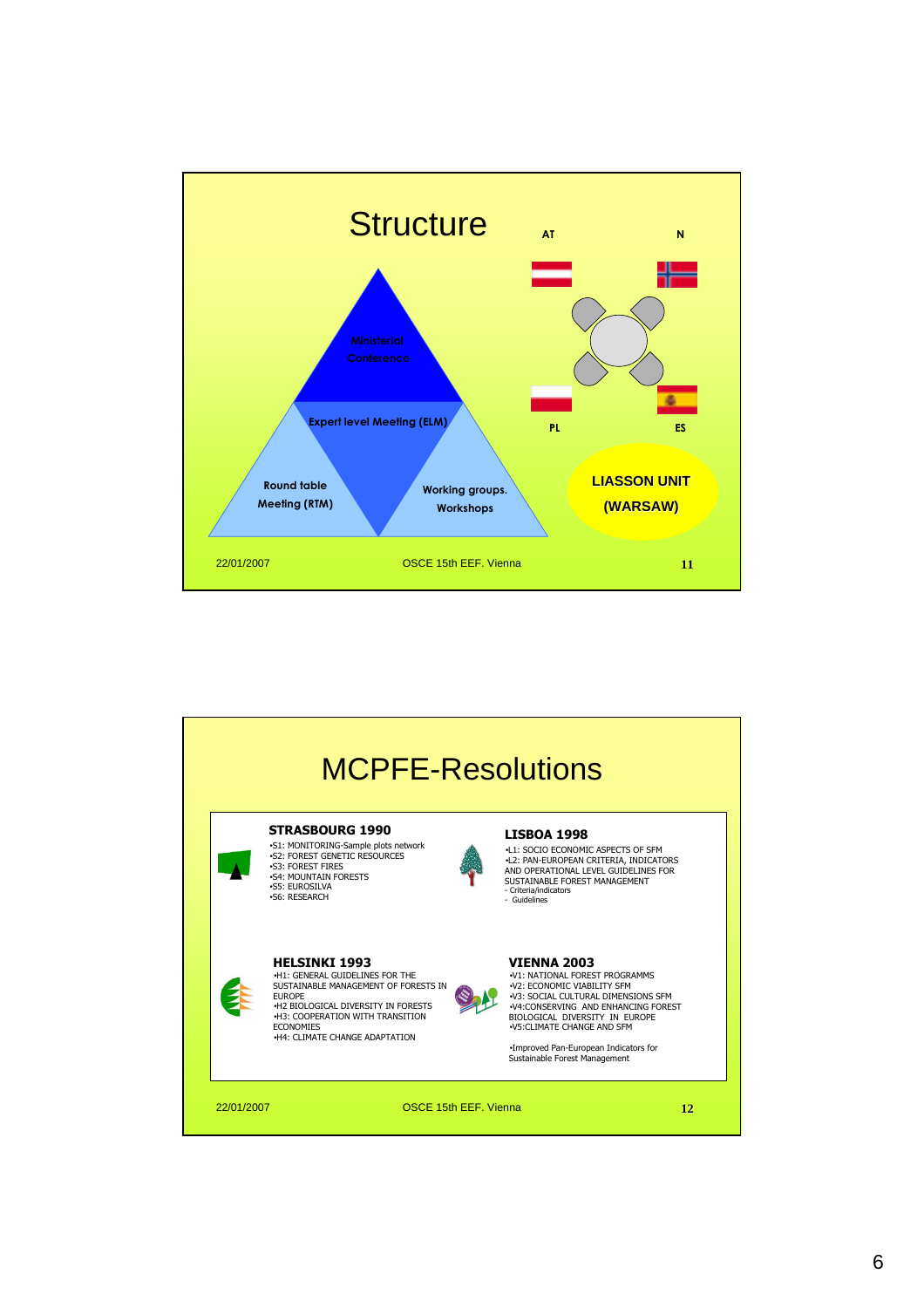# Structure

Ministerial Conference

Expert level Meeting (ELM)

Round table Meeting (RTM)

Working groups. Workshops

AT

N

PL

ES

LIASSON UNIT (WARSAW)

22/01/2007

OSCE 15th EEF. Vienna

# MCPFE-Resolutions

## STRASBOURG 1990

- S1: MONITORING-Sample plots network
- S2: FOREST GENETIC RESOURCES
- S3: FOREST FIRES
- S4: MOUNTAIN FORESTS
- S5: EUROSILVA
- S6: RESEARCH

## LISBOA 1998

- L1: SOCIO ECONOMIC ASPECTS OF SFM
- L2: PAN-EUROPEAN CRITERIA, INDICATORS AND OPERATIONAL LEVEL GUIDELINES FOR SUSTAINABLE FOREST MANAGEMENT
  - Criteria/indicators
  - Guidelines

## HELSINKI 1993

- H1: GENERAL GUIDELINES FOR THE SUSTAINABLE MANAGEMENT OF FORESTS IN EUROPE
- H2 BIOLOGICAL DIVERSITY IN FORESTS
- H3: COOPERATION WITH TRANSITION ECONOMIES
- H4: CLIMATE CHANGE ADAPTATION

## VIENNA 2003

- V1: NATIONAL FOREST PROGRAMMS
- V2: ECONOMIC VIABILITY SFM
- V3: SOCIAL CULTURAL DIMENSIONS SFM
- V4: CONSERVING AND ENHANCING FOREST BIOLOGICAL DIVERSITY IN EUROPE
- V5: CLIMATE CHANGE AND SFM

- Improved Pan-European Indicators for Sustainable Forest Management

22/01/2007

OSCE 15th EEF. Vienna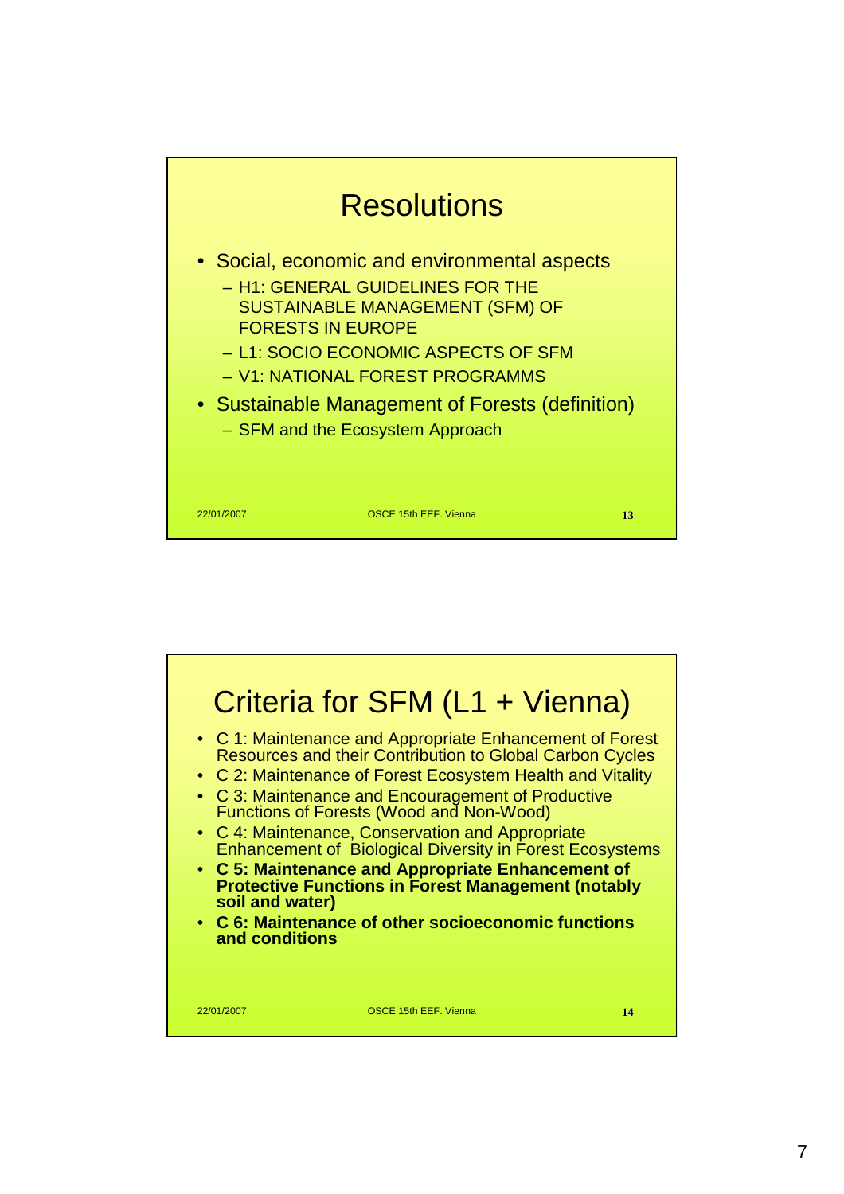# Resolutions

- Social, economic and environmental aspects
  - H1: GENERAL GUIDELINES FOR THE SUSTAINABLE MANAGEMENT (SFM) OF FORESTS IN EUROPE
  - L1: SOCIO ECONOMIC ASPECTS OF SFM
  - V1: NATIONAL FOREST PROGRAMMS
- Sustainable Management of Forests (definition)
  - SFM and the Ecosystem Approach

22/01/2007 OSCE 15th EEF. Vienna 13

# Criteria for SFM (L1 + Vienna)

- C 1: Maintenance and Appropriate Enhancement of Forest Resources and their Contribution to Global Carbon Cycles
- C 2: Maintenance of Forest Ecosystem Health and Vitality
- C 3: Maintenance and Encouragement of Productive Functions of Forests (Wood and Non-Wood)
- C 4: Maintenance, Conservation and Appropriate Enhancement of Biological Diversity in Forest Ecosystems
- **C 5: Maintenance and Appropriate Enhancement of Protective Functions in Forest Management (notably soil and water)**
- **C 6: Maintenance of other socioeconomic functions and conditions**

22/01/2007 OSCE 15th EEF. Vienna 14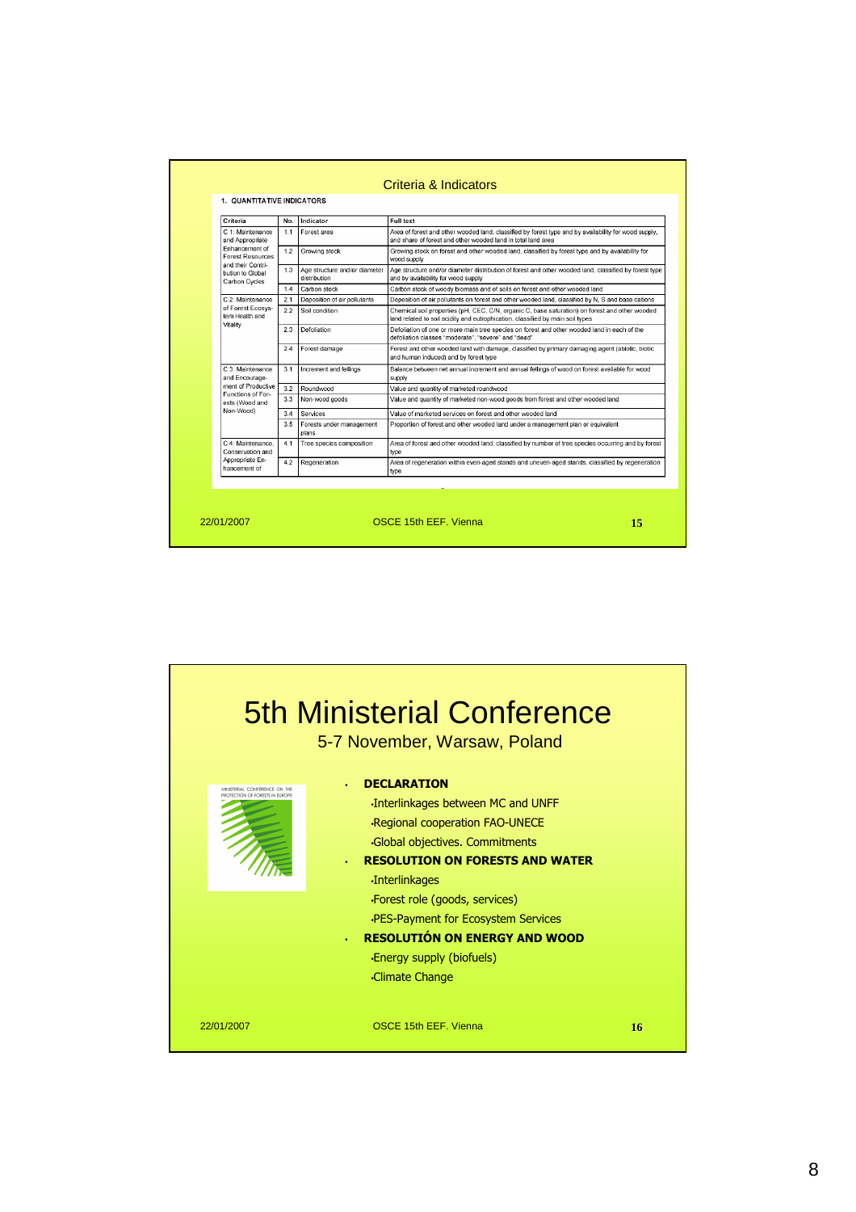## Criteria & Indicators

**1. QUANTITATIVE INDICATORS**

| Criteria | No. | Indicator | Full text |
|---|---|---|---|
| C 1: Maintenance and Appropriate Enhancement of Forest Resources and their Contribution to Global Carbon Cycles | 1.1 | Forest area | Area of forest and other wooded land, classified by forest type and by availability for wood supply, and share of forest and other wooded land in total land area |
| | 1.2 | Growing stock | Growing stock on forest and other wooded land, classified by forest type and by availability for wood supply |
| | 1.3 | Age structure and/or diameter distribution | Age structure and/or diameter distribution of forest and other wooded land, classified by forest type and by availability for wood supply |
| | 1.4 | Carbon stock | Carbon stock of woody biomass and of soils on forest and other wooded land |
| C 2: Maintenance of Forest Ecosystem Health and Vitality | 2.1 | Deposition of air pollutants | Deposition of air pollutants on forest and other wooded land, classified by N, S and base cations |
| | 2.2 | Soil condition | Chemical soil properties (pH, CEC, C/N, organic C, base saturation) on forest and other wooded land related to soil acidity and eutrophication, classified by main soil types |
| | 2.3 | Defoliation | Defoliation of one or more main tree species on forest and other wooded land in each of the defoliation classes "moderate", "severe" and "dead" |
| | 2.4 | Forest damage | Forest and other wooded land with damage, classified by primary damaging agent (abiotic, biotic and human induced) and by forest type |
| C 3: Maintenance and Encouragement of Productive Functions of Forests (Wood and Non-Wood) | 3.1 | Increment and fellings | Balance between net annual increment and annual fellings of wood on forest available for wood supply |
| | 3.2 | Roundwood | Value and quantity of marketed roundwood |
| | 3.3 | Non-wood goods | Value and quantity of marketed non-wood goods from forest and other wooded land |
| | 3.4 | Services | Value of marketed services on forest and other wooded land |
| | 3.5 | Forests under management plans | Proportion of forest and other wooded land under a management plan or equivalent |
| C 4: Maintenance, Conservation and Appropriate Enhancement of | 4.1 | Tree species composition | Area of forest and other wooded land, classified by number of tree species occurring and by forest type |
| | 4.2 | Regeneration | Area of regeneration within even-aged stands and uneven-aged stands, classified by regeneration type |

22/01/2007 OSCE 15th EEF. Vienna

# 5th Ministerial Conference

5-7 November, Warsaw, Poland

MINISTERIAL CONFERENCE ON THE PROTECTION OF FORESTS IN EUROPE

- **DECLARATION**
  - Interlinkages between MC and UNFF
  - Regional cooperation FAO-UNECE
  - Global objectives. Commitments
- **RESOLUTION ON FORESTS AND WATER**
  - Interlinkages
  - Forest role (goods, services)
  - PES-Payment for Ecosystem Services
- **RESOLUTIÓN ON ENERGY AND WOOD**
  - Energy supply (biofuels)
  - Climate Change

22/01/2007 OSCE 15th EEF. Vienna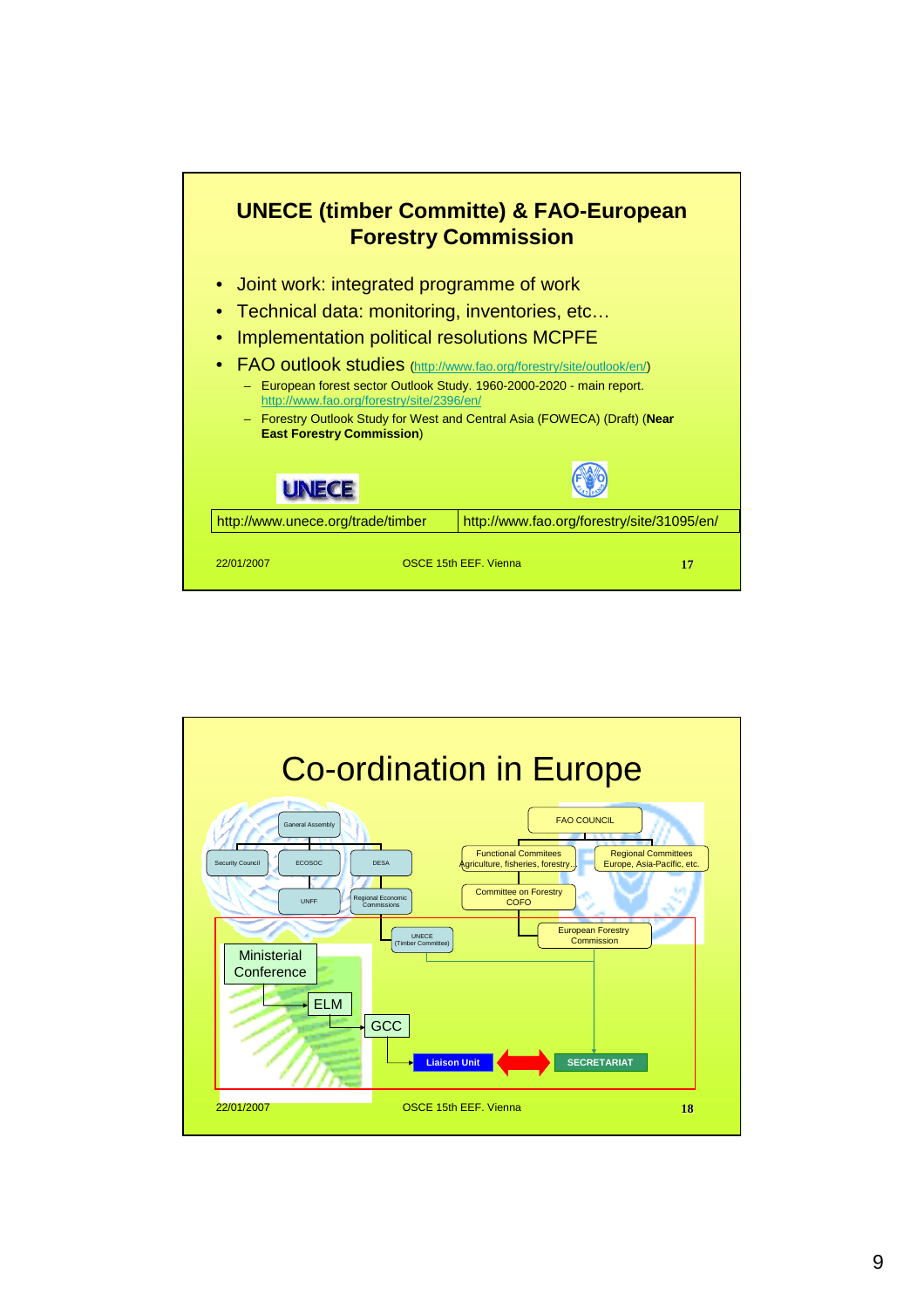## UNECE (timber Committe) & FAO-European Forestry Commission

- Joint work: integrated programme of work
- Technical data: monitoring, inventories, etc…
- Implementation political resolutions MCPFE
- FAO outlook studies (http://www.fao.org/forestry/site/outlook/en/)
  - European forest sector Outlook Study. 1960-2000-2020 - main report. http://www.fao.org/forestry/site/2396/en/
  - Forestry Outlook Study for West and Central Asia (FOWECA) (Draft) (**Near East Forestry Commission**)

| UNECE | FAO |
|---|---|
| http://www.unece.org/trade/timber | http://www.fao.org/forestry/site/31095/en/ |

22/01/2007 OSCE 15th EEF. Vienna

## Co-ordination in Europe

- General Assembly
  - Security Council
  - ECOSOC
    - UNFF
  - DESA
    - Regional Economic Commissions
      - UNECE (Timber Committee)
- FAO COUNCIL
  - Functional Commitees Agriculture, fisheries, forestry..
    - Committee on Forestry COFO
      - European Forestry Commission
  - Regional Committees Europe, Asia-Pacific, etc.
- Ministerial Conference
  - ELM
    - GCC
      - Liaison Unit ↔ SECRETARIAT

22/01/2007 OSCE 15th EEF. Vienna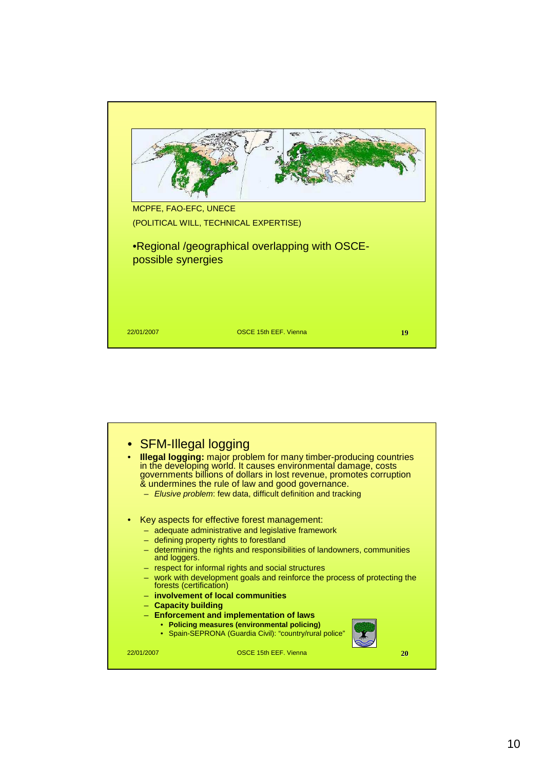MCPFE, FAO-EFC, UNECE

(POLITICAL WILL, TECHNICAL EXPERTISE)

•Regional /geographical overlapping with OSCE- possible synergies

22/01/2007 OSCE 15th EEF. Vienna 19

- SFM-Illegal logging
- **Illegal logging:** major problem for many timber-producing countries in the developing world. It causes environmental damage, costs governments billions of dollars in lost revenue, promotes corruption & undermines the rule of law and good governance.
  - *Elusive problem*: few data, difficult definition and tracking

- Key aspects for effective forest management:
  - adequate administrative and legislative framework
  - defining property rights to forestland
  - determining the rights and responsibilities of landowners, communities and loggers.
  - respect for informal rights and social structures
  - work with development goals and reinforce the process of protecting the forests (certification)
  - **involvement of local communities**
  - **Capacity building**
  - **Enforcement and implementation of laws**
    - **Policing measures (environmental policing)**
    - Spain-SEPRONA (Guardia Civil): "country/rural police"

22/01/2007 OSCE 15th EEF. Vienna 20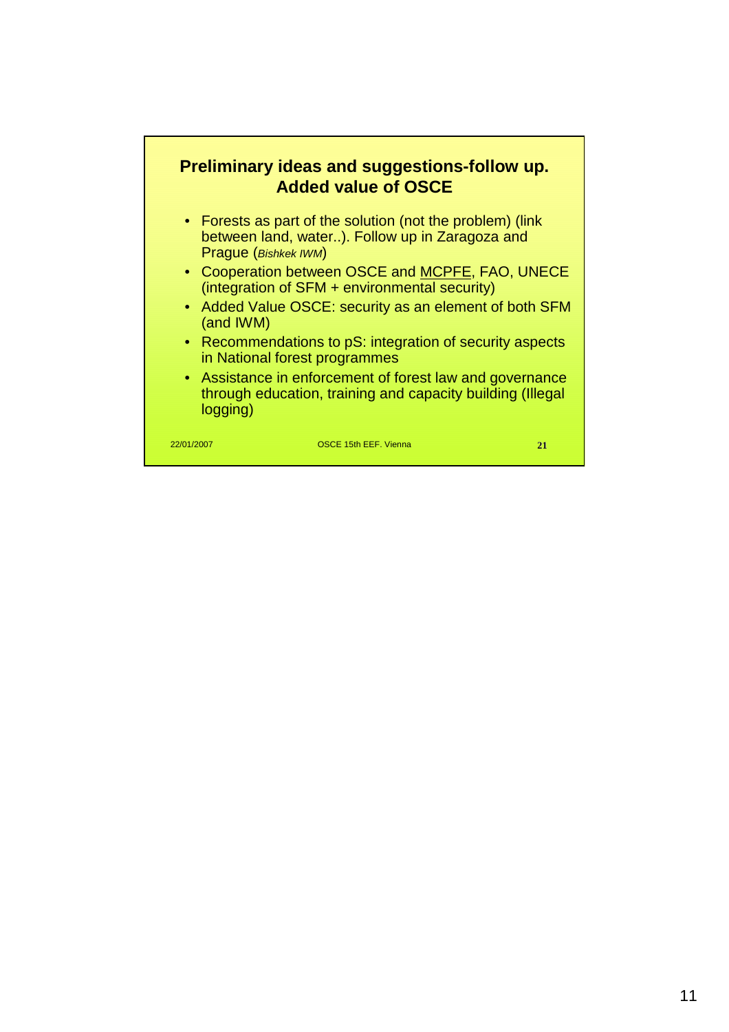## Preliminary ideas and suggestions-follow up. Added value of OSCE

- Forests as part of the solution (not the problem) (link between land, water..). Follow up in Zaragoza and Prague (*Bishkek IWM*)
- Cooperation between OSCE and MCPFE, FAO, UNECE (integration of SFM + environmental security)
- Added Value OSCE: security as an element of both SFM (and IWM)
- Recommendations to pS: integration of security aspects in National forest programmes
- Assistance in enforcement of forest law and governance through education, training and capacity building (Illegal logging)